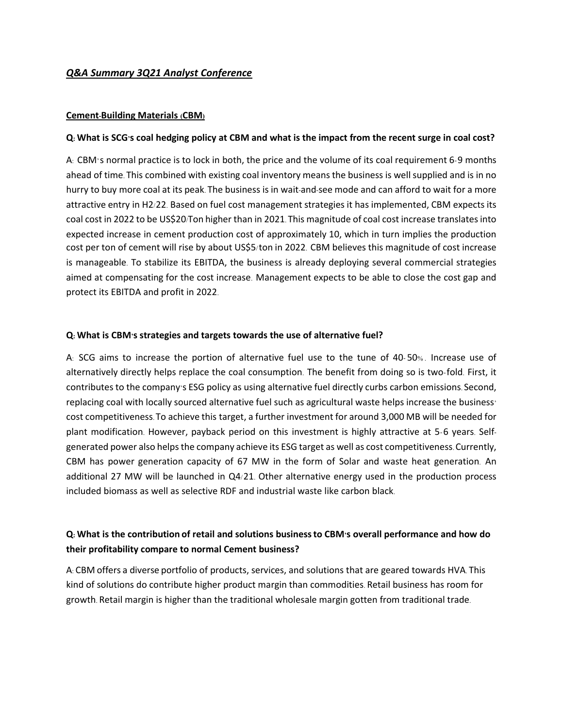# *Q&A Summary 3Q21 Analyst Conference*

**Cement-Building Materials (CBM)**

**Q: What is SCG's coal hedging policy at CBM and what is the impact from the recent surge in coal cost?**

A: CBM's normal practice is to lock in both, the price and the volume of its coal requirement 6-9 months ahead of time. This combined with existing coal inventory means the business is well supplied and is in no hurry to buy more coal at its peak. The business is in wait-and-see mode and can afford to wait for a more attractive entry in H2/22. Based on fuel cost management strategies it has implemented, CBM expects its coal cost in 2022 to be US$20/Ton higher than in 2021. This magnitude of coal cost increase translates into expected increase in cement production cost of approximately 10, which in turn implies the production cost per ton of cement will rise by about US$5/ton in 2022. CBM believes this magnitude of cost increase is manageable. To stabilize its EBITDA, the business is already deploying several commercial strategies aimed at compensating for the cost increase. Management expects to be able to close the cost gap and protect its EBITDA and profit in 2022.

**Q: What is CBM's strategies and targets towards the use of alternative fuel?**

A: SCG aims to increase the portion of alternative fuel use to the tune of 40-50%. Increase use of alternatively directly helps replace the coal consumption. The benefit from doing so is two-fold. First, it contributes to the company's ESG policy as using alternative fuel directly curbs carbon emissions. Second, replacing coal with locally sourced alternative fuel such as agricultural waste helps increase the business' cost competitiveness. To achieve this target, a further investment for around 3,000 MB will be needed for plant modification. However, payback period on this investment is highly attractive at 5-6 years. Self-generated power also helps the company achieve its ESG target as well as cost competitiveness. Currently, CBM has power generation capacity of 67 MW in the form of Solar and waste heat generation. An additional 27 MW will be launched in Q4/21. Other alternative energy used in the production process included biomass as well as selective RDF and industrial waste like carbon black.

**Q: What is the contribution of retail and solutions business to CBM's overall performance and how do their profitability compare to normal Cement business?**

A: CBM offers a diverse portfolio of products, services, and solutions that are geared towards HVA. This kind of solutions do contribute higher product margin than commodities. Retail business has room for growth. Retail margin is higher than the traditional wholesale margin gotten from traditional trade.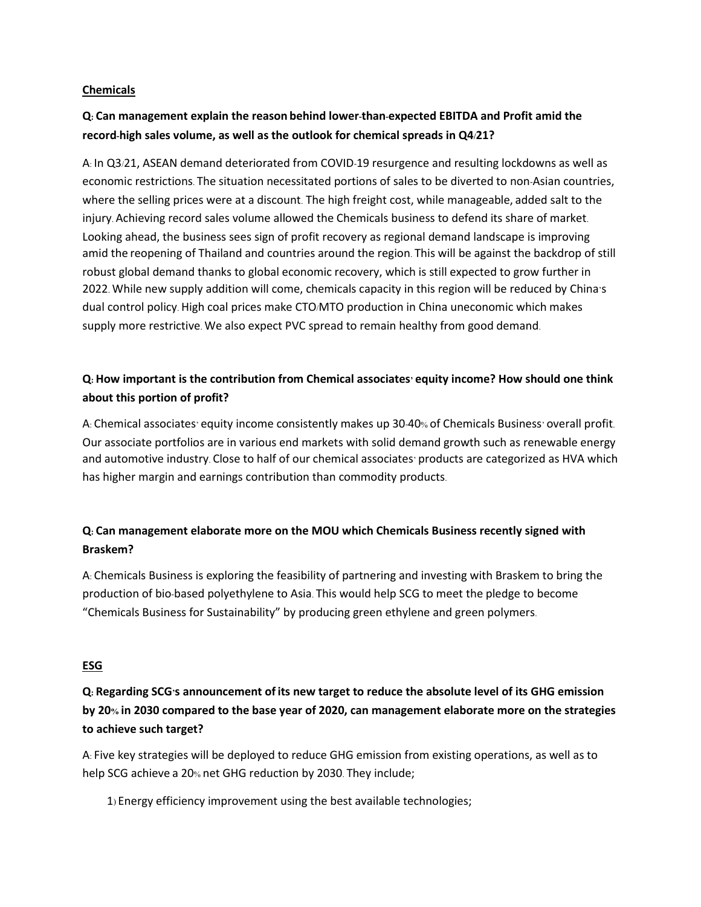**Chemicals**

**Q: Can management explain the reason behind lower-than-expected EBITDA and Profit amid the record-high sales volume, as well as the outlook for chemical spreads in Q4/21?**

A: In Q3/21, ASEAN demand deteriorated from COVID-19 resurgence and resulting lockdowns as well as economic restrictions. The situation necessitated portions of sales to be diverted to non-Asian countries, where the selling prices were at a discount. The high freight cost, while manageable, added salt to the injury. Achieving record sales volume allowed the Chemicals business to defend its share of market. Looking ahead, the business sees sign of profit recovery as regional demand landscape is improving amid the reopening of Thailand and countries around the region. This will be against the backdrop of still robust global demand thanks to global economic recovery, which is still expected to grow further in 2022. While new supply addition will come, chemicals capacity in this region will be reduced by China's dual control policy. High coal prices make CTO/MTO production in China uneconomic which makes supply more restrictive. We also expect PVC spread to remain healthy from good demand.

**Q: How important is the contribution from Chemical associates' equity income? How should one think about this portion of profit?**

A: Chemical associates' equity income consistently makes up 30-40% of Chemicals Business' overall profit. Our associate portfolios are in various end markets with solid demand growth such as renewable energy and automotive industry. Close to half of our chemical associates' products are categorized as HVA which has higher margin and earnings contribution than commodity products.

**Q: Can management elaborate more on the MOU which Chemicals Business recently signed with Braskem?**

A: Chemicals Business is exploring the feasibility of partnering and investing with Braskem to bring the production of bio-based polyethylene to Asia. This would help SCG to meet the pledge to become "Chemicals Business for Sustainability" by producing green ethylene and green polymers.

**ESG**

**Q: Regarding SCG's announcement of its new target to reduce the absolute level of its GHG emission by 20% in 2030 compared to the base year of 2020, can management elaborate more on the strategies to achieve such target?**

A: Five key strategies will be deployed to reduce GHG emission from existing operations, as well as to help SCG achieve a 20% net GHG reduction by 2030. They include;

1) Energy efficiency improvement using the best available technologies;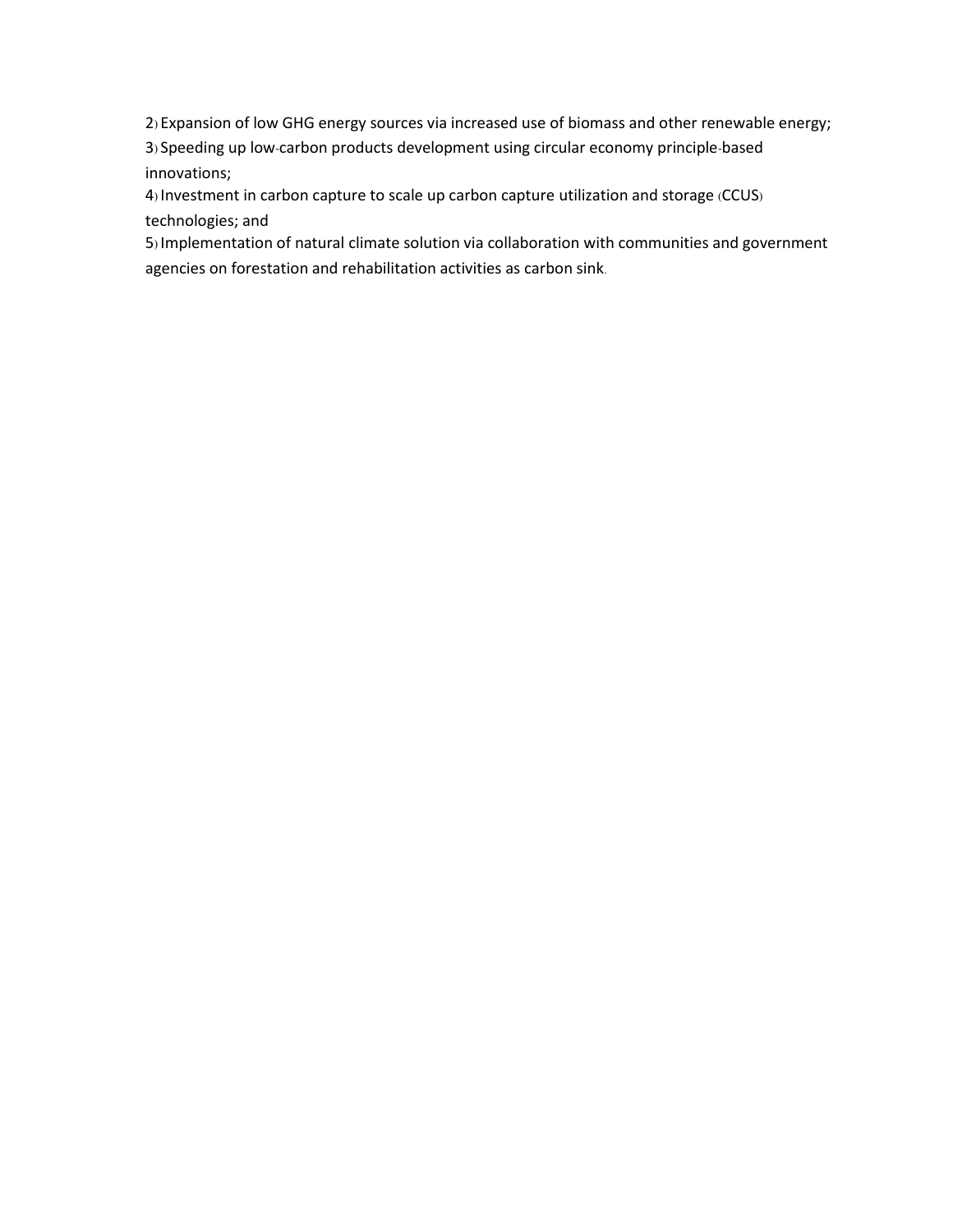2) Expansion of low GHG energy sources via increased use of biomass and other renewable energy;

3) Speeding up low-carbon products development using circular economy principle-based innovations;

4) Investment in carbon capture to scale up carbon capture utilization and storage (CCUS) technologies; and

5) Implementation of natural climate solution via collaboration with communities and government agencies on forestation and rehabilitation activities as carbon sink.